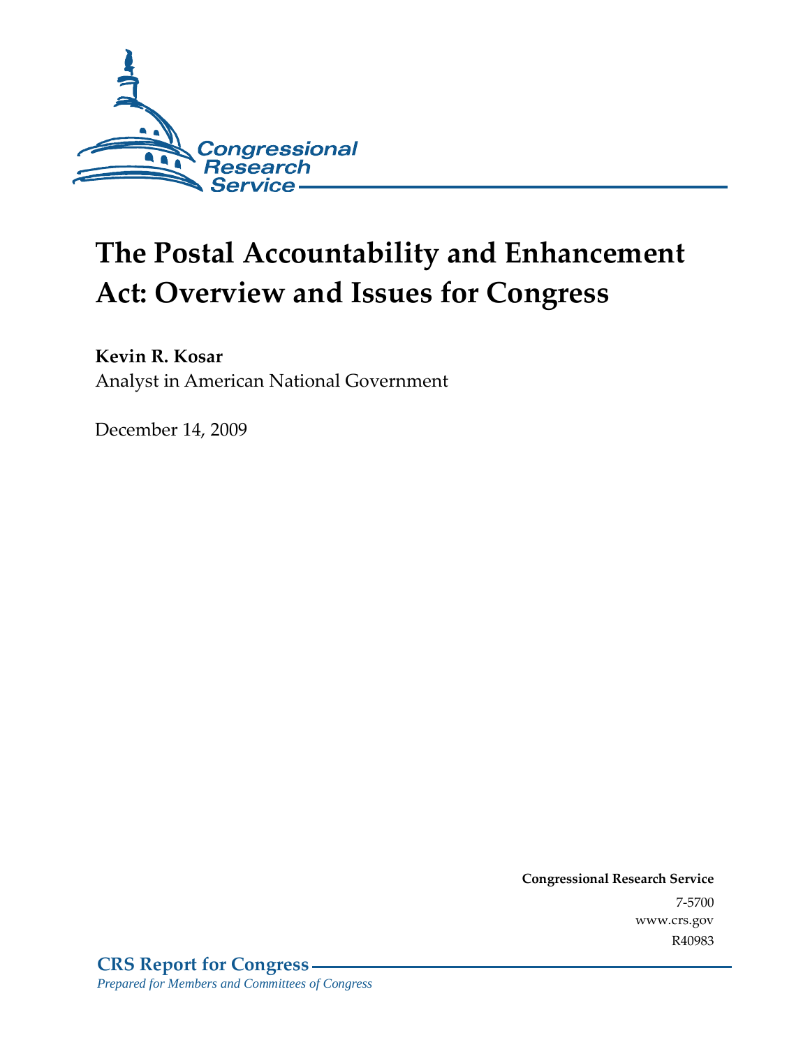# The Postal Accountability and Enhancement Act: Overview and Issues for Congress

**Kevin R. Kosar**
Analyst in American National Government

December 14, 2009

**Congressional Research Service**
7-5700
www.crs.gov
R40983

**CRS Report for Congress**
*Prepared for Members and Committees of Congress*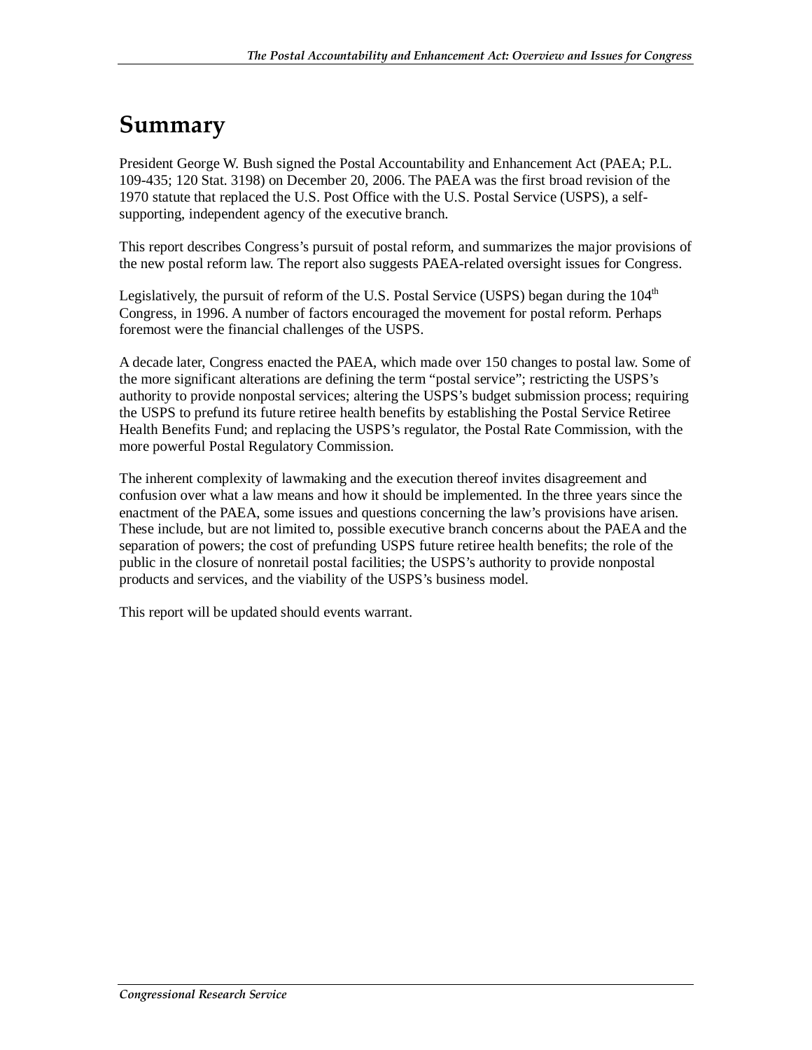# Summary

President George W. Bush signed the Postal Accountability and Enhancement Act (PAEA; P.L. 109-435; 120 Stat. 3198) on December 20, 2006. The PAEA was the first broad revision of the 1970 statute that replaced the U.S. Post Office with the U.S. Postal Service (USPS), a self-supporting, independent agency of the executive branch.

This report describes Congress's pursuit of postal reform, and summarizes the major provisions of the new postal reform law. The report also suggests PAEA-related oversight issues for Congress.

Legislatively, the pursuit of reform of the U.S. Postal Service (USPS) began during the 104th Congress, in 1996. A number of factors encouraged the movement for postal reform. Perhaps foremost were the financial challenges of the USPS.

A decade later, Congress enacted the PAEA, which made over 150 changes to postal law. Some of the more significant alterations are defining the term "postal service"; restricting the USPS's authority to provide nonpostal services; altering the USPS's budget submission process; requiring the USPS to prefund its future retiree health benefits by establishing the Postal Service Retiree Health Benefits Fund; and replacing the USPS's regulator, the Postal Rate Commission, with the more powerful Postal Regulatory Commission.

The inherent complexity of lawmaking and the execution thereof invites disagreement and confusion over what a law means and how it should be implemented. In the three years since the enactment of the PAEA, some issues and questions concerning the law's provisions have arisen. These include, but are not limited to, possible executive branch concerns about the PAEA and the separation of powers; the cost of prefunding USPS future retiree health benefits; the role of the public in the closure of nonretail postal facilities; the USPS's authority to provide nonpostal products and services, and the viability of the USPS's business model.

This report will be updated should events warrant.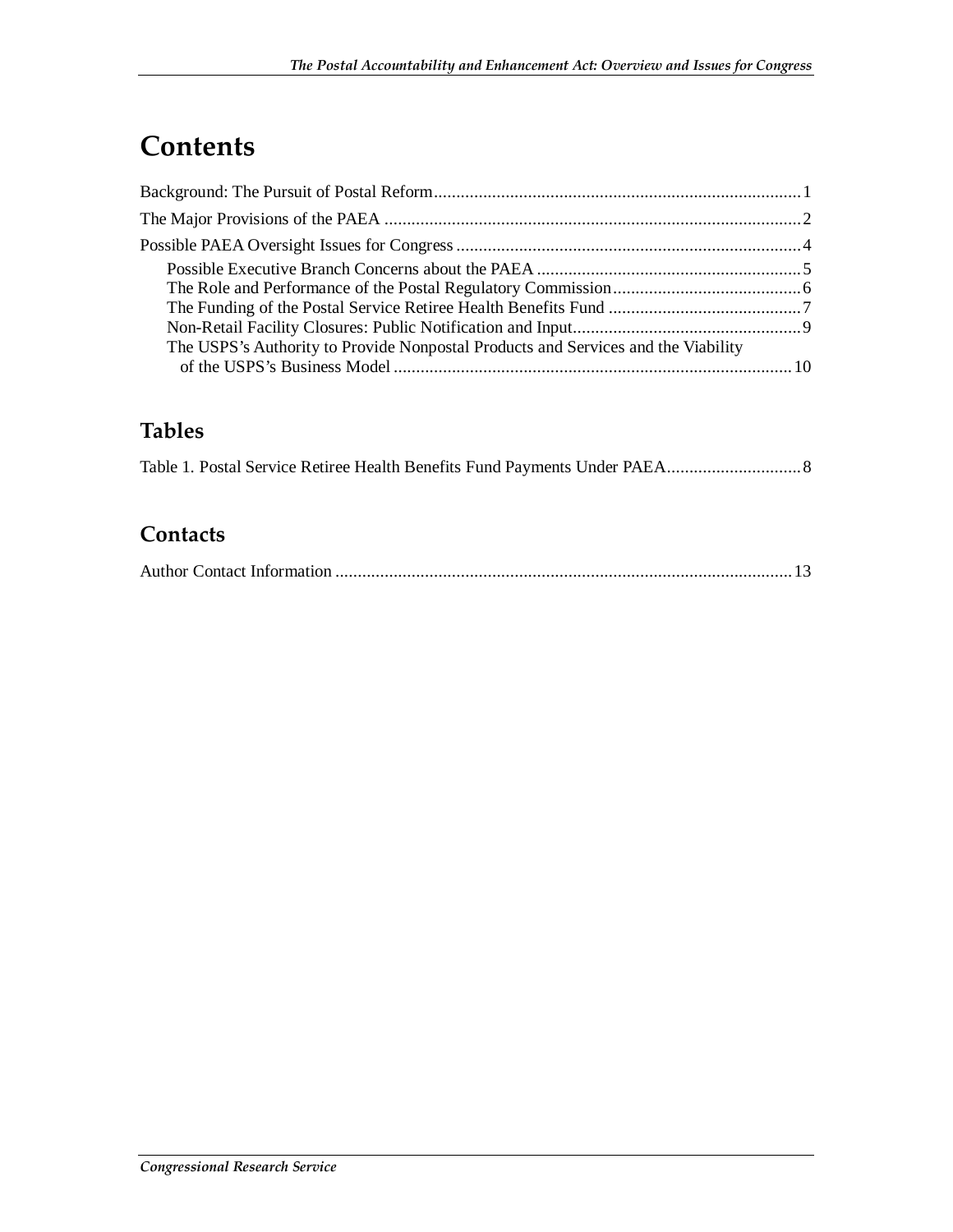# Contents

Background: The Pursuit of Postal Reform .......... 1

The Major Provisions of the PAEA .......... 2

Possible PAEA Oversight Issues for Congress .......... 4

- Possible Executive Branch Concerns about the PAEA .......... 5
- The Role and Performance of the Postal Regulatory Commission .......... 6
- The Funding of the Postal Service Retiree Health Benefits Fund .......... 7
- Non-Retail Facility Closures: Public Notification and Input .......... 9
- The USPS's Authority to Provide Nonpostal Products and Services and the Viability of the USPS's Business Model .......... 10

## Tables

Table 1. Postal Service Retiree Health Benefits Fund Payments Under PAEA .......... 8

## Contacts

Author Contact Information .......... 13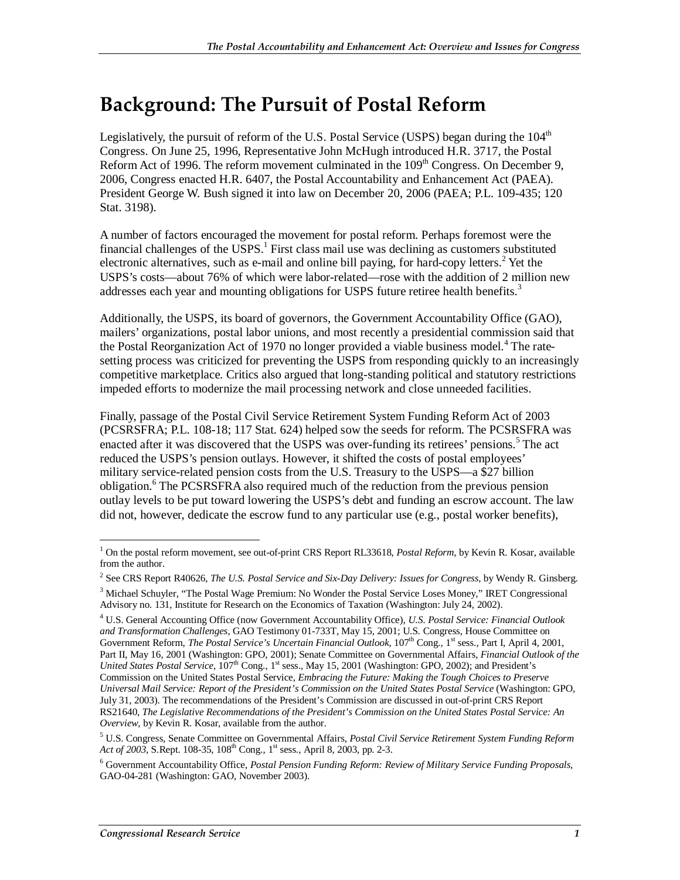# Background: The Pursuit of Postal Reform

Legislatively, the pursuit of reform of the U.S. Postal Service (USPS) began during the 104th Congress. On June 25, 1996, Representative John McHugh introduced H.R. 3717, the Postal Reform Act of 1996. The reform movement culminated in the 109th Congress. On December 9, 2006, Congress enacted H.R. 6407, the Postal Accountability and Enhancement Act (PAEA). President George W. Bush signed it into law on December 20, 2006 (PAEA; P.L. 109-435; 120 Stat. 3198).

A number of factors encouraged the movement for postal reform. Perhaps foremost were the financial challenges of the USPS.[1] First class mail use was declining as customers substituted electronic alternatives, such as e-mail and online bill paying, for hard-copy letters.[2] Yet the USPS's costs—about 76% of which were labor-related—rose with the addition of 2 million new addresses each year and mounting obligations for USPS future retiree health benefits.[3]

Additionally, the USPS, its board of governors, the Government Accountability Office (GAO), mailers' organizations, postal labor unions, and most recently a presidential commission said that the Postal Reorganization Act of 1970 no longer provided a viable business model.[4] The rate-setting process was criticized for preventing the USPS from responding quickly to an increasingly competitive marketplace. Critics also argued that long-standing political and statutory restrictions impeded efforts to modernize the mail processing network and close unneeded facilities.

Finally, passage of the Postal Civil Service Retirement System Funding Reform Act of 2003 (PCSRSFRA; P.L. 108-18; 117 Stat. 624) helped sow the seeds for reform. The PCSRSFRA was enacted after it was discovered that the USPS was over-funding its retirees' pensions.[5] The act reduced the USPS's pension outlays. However, it shifted the costs of postal employees' military service-related pension costs from the U.S. Treasury to the USPS—a $27 billion obligation.[6] The PCSRSFRA also required much of the reduction from the previous pension outlay levels to be put toward lowering the USPS's debt and funding an escrow account. The law did not, however, dedicate the escrow fund to any particular use (e.g., postal worker benefits),

---

[1] On the postal reform movement, see out-of-print CRS Report RL33618, *Postal Reform*, by Kevin R. Kosar, available from the author.

[2] See CRS Report R40626, *The U.S. Postal Service and Six-Day Delivery: Issues for Congress*, by Wendy R. Ginsberg.

[3] Michael Schuyler, "The Postal Wage Premium: No Wonder the Postal Service Loses Money," IRET Congressional Advisory no. 131, Institute for Research on the Economics of Taxation (Washington: July 24, 2002).

[4] U.S. General Accounting Office (now Government Accountability Office), *U.S. Postal Service: Financial Outlook and Transformation Challenges*, GAO Testimony 01-733T, May 15, 2001; U.S. Congress, House Committee on Government Reform, *The Postal Service's Uncertain Financial Outlook*, 107th Cong., 1st sess., Part I, April 4, 2001, Part II, May 16, 2001 (Washington: GPO, 2001); Senate Committee on Governmental Affairs, *Financial Outlook of the United States Postal Service*, 107th Cong., 1st sess., May 15, 2001 (Washington: GPO, 2002); and President's Commission on the United States Postal Service, *Embracing the Future: Making the Tough Choices to Preserve Universal Mail Service: Report of the President's Commission on the United States Postal Service* (Washington: GPO, July 31, 2003). The recommendations of the President's Commission are discussed in out-of-print CRS Report RS21640, *The Legislative Recommendations of the President's Commission on the United States Postal Service: An Overview*, by Kevin R. Kosar, available from the author.

[5] U.S. Congress, Senate Committee on Governmental Affairs, *Postal Civil Service Retirement System Funding Reform Act of 2003*, S.Rept. 108-35, 108th Cong., 1st sess., April 8, 2003, pp. 2-3.

[6] Government Accountability Office, *Postal Pension Funding Reform: Review of Military Service Funding Proposals*, GAO-04-281 (Washington: GAO, November 2003).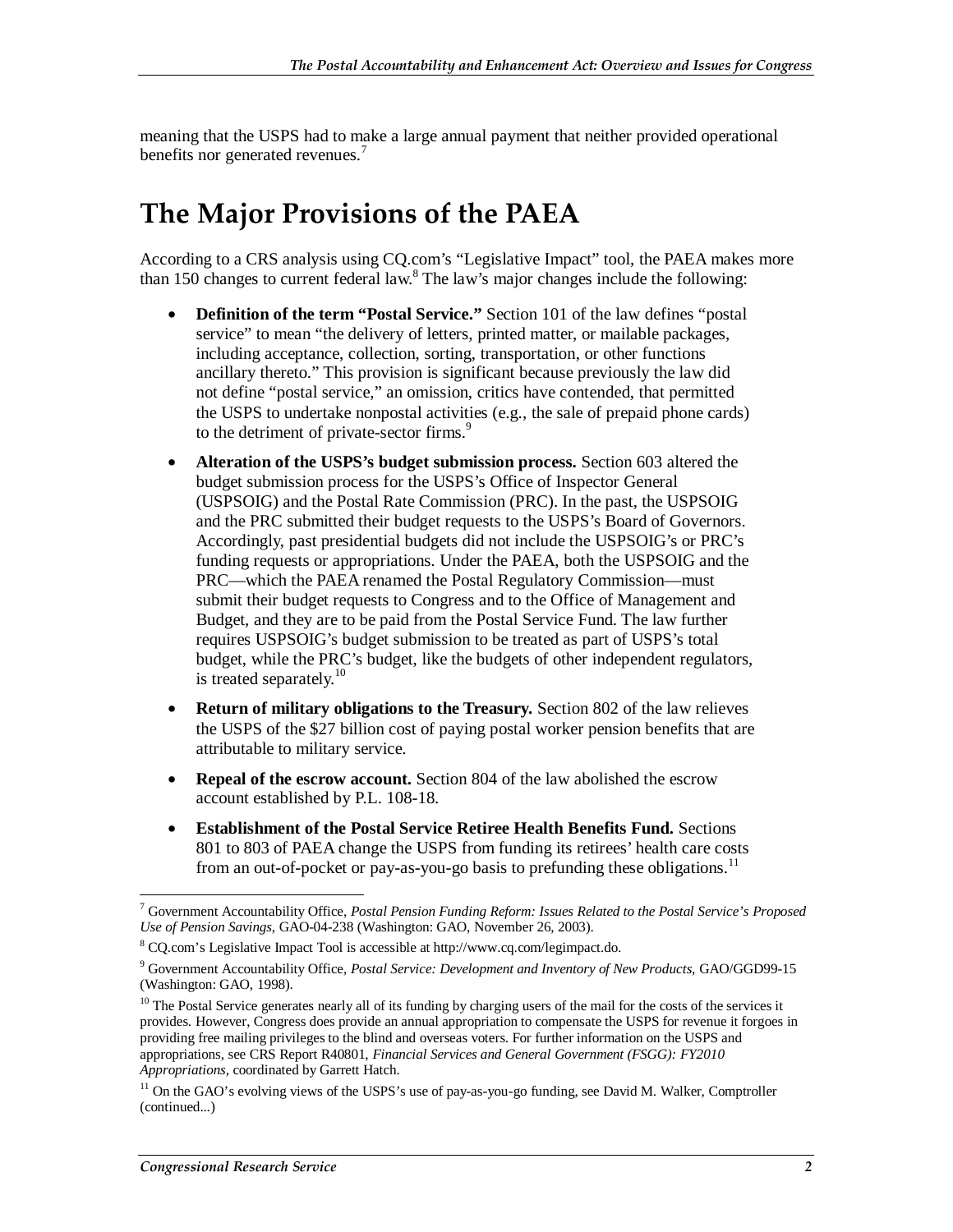meaning that the USPS had to make a large annual payment that neither provided operational benefits nor generated revenues.[7]

# The Major Provisions of the PAEA

According to a CRS analysis using CQ.com's "Legislative Impact" tool, the PAEA makes more than 150 changes to current federal law.[8] The law's major changes include the following:

- **Definition of the term "Postal Service."** Section 101 of the law defines "postal service" to mean "the delivery of letters, printed matter, or mailable packages, including acceptance, collection, sorting, transportation, or other functions ancillary thereto." This provision is significant because previously the law did not define "postal service," an omission, critics have contended, that permitted the USPS to undertake nonpostal activities (e.g., the sale of prepaid phone cards) to the detriment of private-sector firms.[9]
- **Alteration of the USPS's budget submission process.** Section 603 altered the budget submission process for the USPS's Office of Inspector General (USPSOIG) and the Postal Rate Commission (PRC). In the past, the USPSOIG and the PRC submitted their budget requests to the USPS's Board of Governors. Accordingly, past presidential budgets did not include the USPSOIG's or PRC's funding requests or appropriations. Under the PAEA, both the USPSOIG and the PRC—which the PAEA renamed the Postal Regulatory Commission—must submit their budget requests to Congress and to the Office of Management and Budget, and they are to be paid from the Postal Service Fund. The law further requires USPSOIG's budget submission to be treated as part of USPS's total budget, while the PRC's budget, like the budgets of other independent regulators, is treated separately.[10]
- **Return of military obligations to the Treasury.** Section 802 of the law relieves the USPS of the $27 billion cost of paying postal worker pension benefits that are attributable to military service.
- **Repeal of the escrow account.** Section 804 of the law abolished the escrow account established by P.L. 108-18.
- **Establishment of the Postal Service Retiree Health Benefits Fund.** Sections 801 to 803 of PAEA change the USPS from funding its retirees' health care costs from an out-of-pocket or pay-as-you-go basis to prefunding these obligations.[11]

---

[7] Government Accountability Office, *Postal Pension Funding Reform: Issues Related to the Postal Service's Proposed Use of Pension Savings*, GAO-04-238 (Washington: GAO, November 26, 2003).

[8] CQ.com's Legislative Impact Tool is accessible at http://www.cq.com/legimpact.do.

[9] Government Accountability Office, *Postal Service: Development and Inventory of New Products*, GAO/GGD99-15 (Washington: GAO, 1998).

[10] The Postal Service generates nearly all of its funding by charging users of the mail for the costs of the services it provides. However, Congress does provide an annual appropriation to compensate the USPS for revenue it forgoes in providing free mailing privileges to the blind and overseas voters. For further information on the USPS and appropriations, see CRS Report R40801, *Financial Services and General Government (FSGG): FY2010 Appropriations*, coordinated by Garrett Hatch.

[11] On the GAO's evolving views of the USPS's use of pay-as-you-go funding, see David M. Walker, Comptroller (continued...)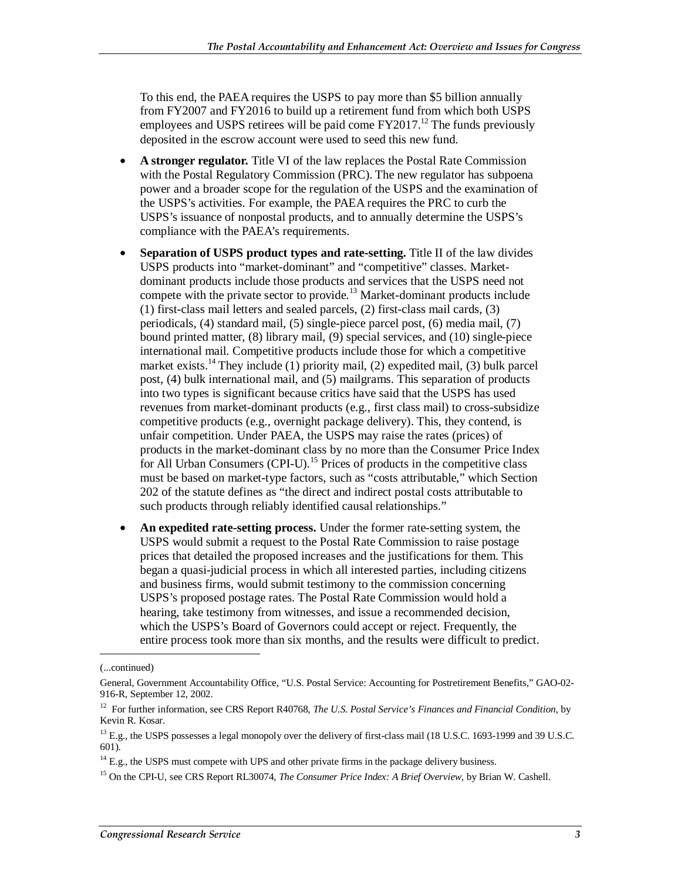To this end, the PAEA requires the USPS to pay more than $5 billion annually from FY2007 and FY2016 to build up a retirement fund from which both USPS employees and USPS retirees will be paid come FY2017.[12] The funds previously deposited in the escrow account were used to seed this new fund.

- **A stronger regulator.** Title VI of the law replaces the Postal Rate Commission with the Postal Regulatory Commission (PRC). The new regulator has subpoena power and a broader scope for the regulation of the USPS and the examination of the USPS's activities. For example, the PAEA requires the PRC to curb the USPS's issuance of nonpostal products, and to annually determine the USPS's compliance with the PAEA's requirements.
- **Separation of USPS product types and rate-setting.** Title II of the law divides USPS products into "market-dominant" and "competitive" classes. Market-dominant products include those products and services that the USPS need not compete with the private sector to provide.[13] Market-dominant products include (1) first-class mail letters and sealed parcels, (2) first-class mail cards, (3) periodicals, (4) standard mail, (5) single-piece parcel post, (6) media mail, (7) bound printed matter, (8) library mail, (9) special services, and (10) single-piece international mail. Competitive products include those for which a competitive market exists.[14] They include (1) priority mail, (2) expedited mail, (3) bulk parcel post, (4) bulk international mail, and (5) mailgrams. This separation of products into two types is significant because critics have said that the USPS has used revenues from market-dominant products (e.g., first class mail) to cross-subsidize competitive products (e.g., overnight package delivery). This, they contend, is unfair competition. Under PAEA, the USPS may raise the rates (prices) of products in the market-dominant class by no more than the Consumer Price Index for All Urban Consumers (CPI-U).[15] Prices of products in the competitive class must be based on market-type factors, such as "costs attributable," which Section 202 of the statute defines as "the direct and indirect postal costs attributable to such products through reliably identified causal relationships."
- **An expedited rate-setting process.** Under the former rate-setting system, the USPS would submit a request to the Postal Rate Commission to raise postage prices that detailed the proposed increases and the justifications for them. This began a quasi-judicial process in which all interested parties, including citizens and business firms, would submit testimony to the commission concerning USPS's proposed postage rates. The Postal Rate Commission would hold a hearing, take testimony from witnesses, and issue a recommended decision, which the USPS's Board of Governors could accept or reject. Frequently, the entire process took more than six months, and the results were difficult to predict.

---

(...continued)

General, Government Accountability Office, "U.S. Postal Service: Accounting for Postretirement Benefits," GAO-02-916-R, September 12, 2002.

[12] For further information, see CRS Report R40768, *The U.S. Postal Service's Finances and Financial Condition*, by Kevin R. Kosar.

[13] E.g., the USPS possesses a legal monopoly over the delivery of first-class mail (18 U.S.C. 1693-1999 and 39 U.S.C. 601).

[14] E.g., the USPS must compete with UPS and other private firms in the package delivery business.

[15] On the CPI-U, see CRS Report RL30074, *The Consumer Price Index: A Brief Overview*, by Brian W. Cashell.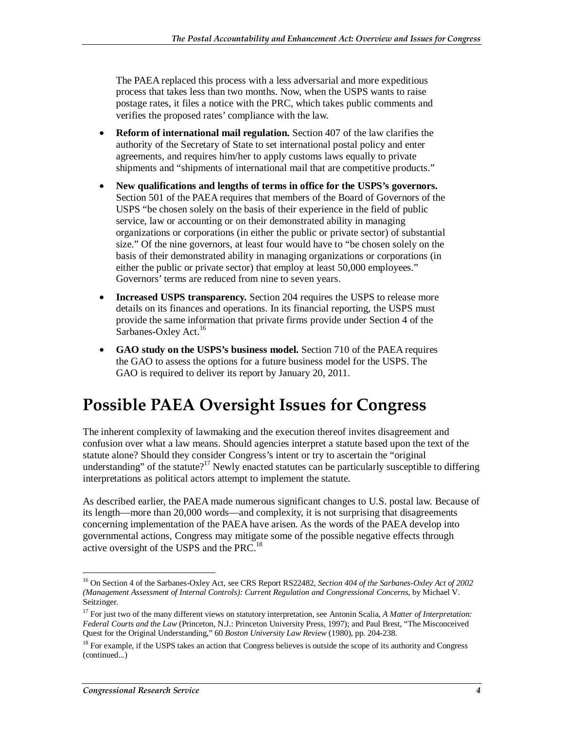The PAEA replaced this process with a less adversarial and more expeditious process that takes less than two months. Now, when the USPS wants to raise postage rates, it files a notice with the PRC, which takes public comments and verifies the proposed rates' compliance with the law.

- **Reform of international mail regulation.** Section 407 of the law clarifies the authority of the Secretary of State to set international postal policy and enter agreements, and requires him/her to apply customs laws equally to private shipments and "shipments of international mail that are competitive products."
- **New qualifications and lengths of terms in office for the USPS's governors.** Section 501 of the PAEA requires that members of the Board of Governors of the USPS "be chosen solely on the basis of their experience in the field of public service, law or accounting or on their demonstrated ability in managing organizations or corporations (in either the public or private sector) of substantial size." Of the nine governors, at least four would have to "be chosen solely on the basis of their demonstrated ability in managing organizations or corporations (in either the public or private sector) that employ at least 50,000 employees." Governors' terms are reduced from nine to seven years.
- **Increased USPS transparency.** Section 204 requires the USPS to release more details on its finances and operations. In its financial reporting, the USPS must provide the same information that private firms provide under Section 4 of the Sarbanes-Oxley Act.[16]
- **GAO study on the USPS's business model.** Section 710 of the PAEA requires the GAO to assess the options for a future business model for the USPS. The GAO is required to deliver its report by January 20, 2011.

# Possible PAEA Oversight Issues for Congress

The inherent complexity of lawmaking and the execution thereof invites disagreement and confusion over what a law means. Should agencies interpret a statute based upon the text of the statute alone? Should they consider Congress's intent or try to ascertain the "original understanding" of the statute?[17] Newly enacted statutes can be particularly susceptible to differing interpretations as political actors attempt to implement the statute.

As described earlier, the PAEA made numerous significant changes to U.S. postal law. Because of its length—more than 20,000 words—and complexity, it is not surprising that disagreements concerning implementation of the PAEA have arisen. As the words of the PAEA develop into governmental actions, Congress may mitigate some of the possible negative effects through active oversight of the USPS and the PRC.[18]

---

[16] On Section 4 of the Sarbanes-Oxley Act, see CRS Report RS22482, *Section 404 of the Sarbanes-Oxley Act of 2002 (Management Assessment of Internal Controls): Current Regulation and Congressional Concerns*, by Michael V. Seitzinger.

[17] For just two of the many different views on statutory interpretation, see Antonin Scalia, *A Matter of Interpretation: Federal Courts and the Law* (Princeton, N.J.: Princeton University Press, 1997); and Paul Brest, "The Misconceived Quest for the Original Understanding," 60 *Boston University Law Review* (1980), pp. 204-238.

[18] For example, if the USPS takes an action that Congress believes is outside the scope of its authority and Congress (continued...)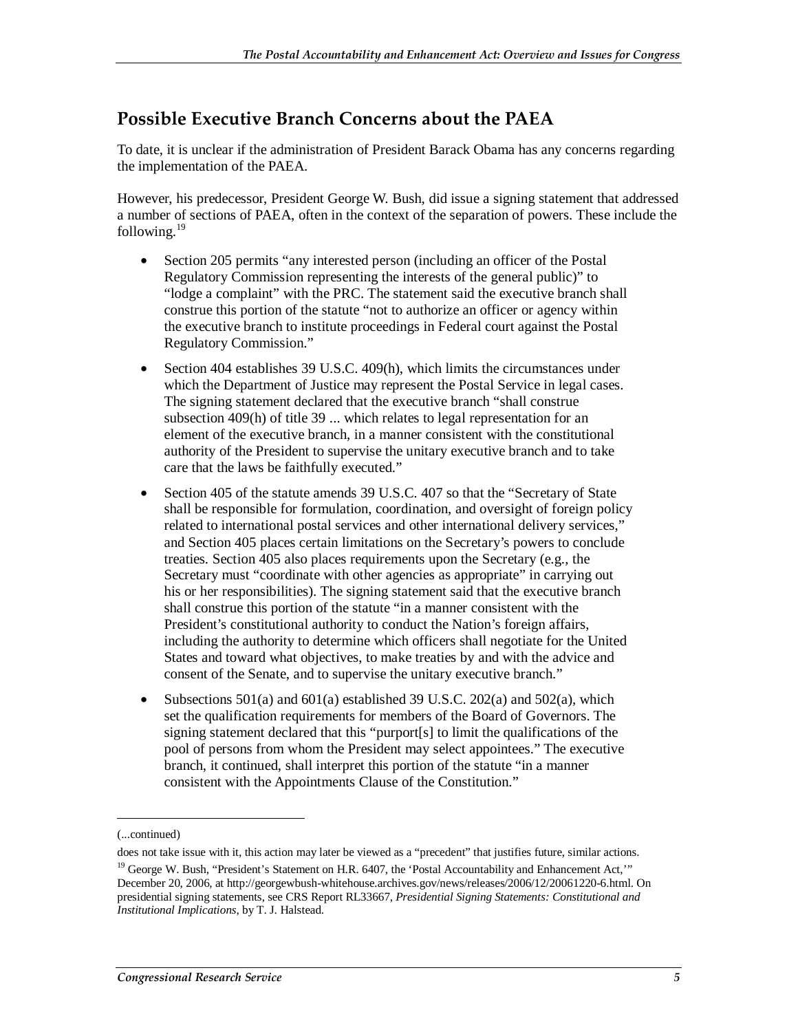## Possible Executive Branch Concerns about the PAEA

To date, it is unclear if the administration of President Barack Obama has any concerns regarding the implementation of the PAEA.

However, his predecessor, President George W. Bush, did issue a signing statement that addressed a number of sections of PAEA, often in the context of the separation of powers. These include the following.[19]

- Section 205 permits "any interested person (including an officer of the Postal Regulatory Commission representing the interests of the general public)" to "lodge a complaint" with the PRC. The statement said the executive branch shall construe this portion of the statute "not to authorize an officer or agency within the executive branch to institute proceedings in Federal court against the Postal Regulatory Commission."
- Section 404 establishes 39 U.S.C. 409(h), which limits the circumstances under which the Department of Justice may represent the Postal Service in legal cases. The signing statement declared that the executive branch "shall construe subsection 409(h) of title 39 ... which relates to legal representation for an element of the executive branch, in a manner consistent with the constitutional authority of the President to supervise the unitary executive branch and to take care that the laws be faithfully executed."
- Section 405 of the statute amends 39 U.S.C. 407 so that the "Secretary of State shall be responsible for formulation, coordination, and oversight of foreign policy related to international postal services and other international delivery services," and Section 405 places certain limitations on the Secretary's powers to conclude treaties. Section 405 also places requirements upon the Secretary (e.g., the Secretary must "coordinate with other agencies as appropriate" in carrying out his or her responsibilities). The signing statement said that the executive branch shall construe this portion of the statute "in a manner consistent with the President's constitutional authority to conduct the Nation's foreign affairs, including the authority to determine which officers shall negotiate for the United States and toward what objectives, to make treaties by and with the advice and consent of the Senate, and to supervise the unitary executive branch."
- Subsections 501(a) and 601(a) established 39 U.S.C. 202(a) and 502(a), which set the qualification requirements for members of the Board of Governors. The signing statement declared that this "purport[s] to limit the qualifications of the pool of persons from whom the President may select appointees." The executive branch, it continued, shall interpret this portion of the statute "in a manner consistent with the Appointments Clause of the Constitution."

---

(...continued)

does not take issue with it, this action may later be viewed as a "precedent" that justifies future, similar actions.

[19] George W. Bush, "President's Statement on H.R. 6407, the 'Postal Accountability and Enhancement Act,'" December 20, 2006, at http://georgewbush-whitehouse.archives.gov/news/releases/2006/12/20061220-6.html. On presidential signing statements, see CRS Report RL33667, *Presidential Signing Statements: Constitutional and Institutional Implications*, by T. J. Halstead.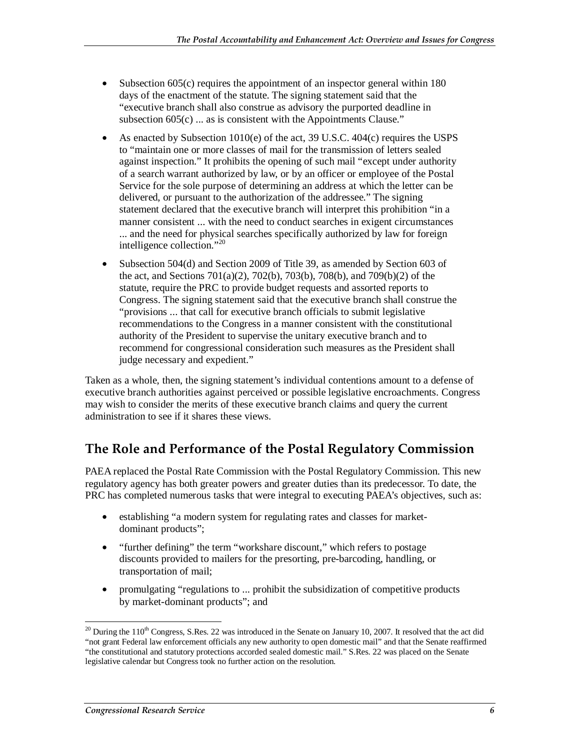- Subsection 605(c) requires the appointment of an inspector general within 180 days of the enactment of the statute. The signing statement said that the "executive branch shall also construe as advisory the purported deadline in subsection 605(c) ... as is consistent with the Appointments Clause."
- As enacted by Subsection 1010(e) of the act, 39 U.S.C. 404(c) requires the USPS to "maintain one or more classes of mail for the transmission of letters sealed against inspection." It prohibits the opening of such mail "except under authority of a search warrant authorized by law, or by an officer or employee of the Postal Service for the sole purpose of determining an address at which the letter can be delivered, or pursuant to the authorization of the addressee." The signing statement declared that the executive branch will interpret this prohibition "in a manner consistent ... with the need to conduct searches in exigent circumstances ... and the need for physical searches specifically authorized by law for foreign intelligence collection."[20]
- Subsection 504(d) and Section 2009 of Title 39, as amended by Section 603 of the act, and Sections 701(a)(2), 702(b), 703(b), 708(b), and 709(b)(2) of the statute, require the PRC to provide budget requests and assorted reports to Congress. The signing statement said that the executive branch shall construe the "provisions ... that call for executive branch officials to submit legislative recommendations to the Congress in a manner consistent with the constitutional authority of the President to supervise the unitary executive branch and to recommend for congressional consideration such measures as the President shall judge necessary and expedient."

Taken as a whole, then, the signing statement's individual contentions amount to a defense of executive branch authorities against perceived or possible legislative encroachments. Congress may wish to consider the merits of these executive branch claims and query the current administration to see if it shares these views.

## The Role and Performance of the Postal Regulatory Commission

PAEA replaced the Postal Rate Commission with the Postal Regulatory Commission. This new regulatory agency has both greater powers and greater duties than its predecessor. To date, the PRC has completed numerous tasks that were integral to executing PAEA's objectives, such as:

- establishing "a modern system for regulating rates and classes for market-dominant products";
- "further defining" the term "workshare discount," which refers to postage discounts provided to mailers for the presorting, pre-barcoding, handling, or transportation of mail;
- promulgating "regulations to ... prohibit the subsidization of competitive products by market-dominant products"; and

[20] During the 110th Congress, S.Res. 22 was introduced in the Senate on January 10, 2007. It resolved that the act did "not grant Federal law enforcement officials any new authority to open domestic mail" and that the Senate reaffirmed "the constitutional and statutory protections accorded sealed domestic mail." S.Res. 22 was placed on the Senate legislative calendar but Congress took no further action on the resolution.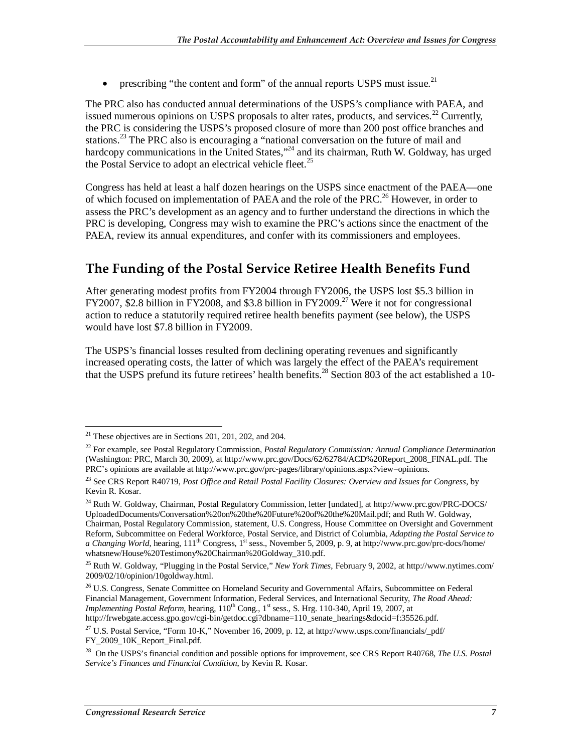- prescribing "the content and form" of the annual reports USPS must issue.[21]

The PRC also has conducted annual determinations of the USPS's compliance with PAEA, and issued numerous opinions on USPS proposals to alter rates, products, and services.[22] Currently, the PRC is considering the USPS's proposed closure of more than 200 post office branches and stations.[23] The PRC also is encouraging a "national conversation on the future of mail and hardcopy communications in the United States,"[24] and its chairman, Ruth W. Goldway, has urged the Postal Service to adopt an electrical vehicle fleet.[25]

Congress has held at least a half dozen hearings on the USPS since enactment of the PAEA—one of which focused on implementation of PAEA and the role of the PRC.[26] However, in order to assess the PRC's development as an agency and to further understand the directions in which the PRC is developing, Congress may wish to examine the PRC's actions since the enactment of the PAEA, review its annual expenditures, and confer with its commissioners and employees.

## The Funding of the Postal Service Retiree Health Benefits Fund

After generating modest profits from FY2004 through FY2006, the USPS lost $5.3 billion in FY2007, $2.8 billion in FY2008, and $3.8 billion in FY2009.[27] Were it not for congressional action to reduce a statutorily required retiree health benefits payment (see below), the USPS would have lost $7.8 billion in FY2009.

The USPS's financial losses resulted from declining operating revenues and significantly increased operating costs, the latter of which was largely the effect of the PAEA's requirement that the USPS prefund its future retirees' health benefits.[28] Section 803 of the act established a 10-

---

[21] These objectives are in Sections 201, 201, 202, and 204.

[22] For example, see Postal Regulatory Commission, *Postal Regulatory Commission: Annual Compliance Determination* (Washington: PRC, March 30, 2009), at http://www.prc.gov/Docs/62/62784/ACD%20Report_2008_FINAL.pdf. The PRC's opinions are available at http://www.prc.gov/prc-pages/library/opinions.aspx?view=opinions.

[23] See CRS Report R40719, *Post Office and Retail Postal Facility Closures: Overview and Issues for Congress*, by Kevin R. Kosar.

[24] Ruth W. Goldway, Chairman, Postal Regulatory Commission, letter [undated], at http://www.prc.gov/PRC-DOCS/UploadedDocuments/Conversation%20on%20the%20Future%20of%20the%20Mail.pdf; and Ruth W. Goldway, Chairman, Postal Regulatory Commission, statement, U.S. Congress, House Committee on Oversight and Government Reform, Subcommittee on Federal Workforce, Postal Service, and District of Columbia, *Adapting the Postal Service to a Changing World*, hearing, 111th Congress, 1st sess., November 5, 2009, p. 9, at http://www.prc.gov/prc-docs/home/whatsnew/House%20Testimony%20Chairman%20Goldway_310.pdf.

[25] Ruth W. Goldway, "Plugging in the Postal Service," *New York Times*, February 9, 2002, at http://www.nytimes.com/2009/02/10/opinion/10goldway.html.

[26] U.S. Congress, Senate Committee on Homeland Security and Governmental Affairs, Subcommittee on Federal Financial Management, Government Information, Federal Services, and International Security, *The Road Ahead: Implementing Postal Reform*, hearing, 110th Cong., 1st sess., S. Hrg. 110-340, April 19, 2007, at http://frwebgate.access.gpo.gov/cgi-bin/getdoc.cgi?dbname=110_senate_hearings&docid=f:35526.pdf.

[27] U.S. Postal Service, "Form 10-K," November 16, 2009, p. 12, at http://www.usps.com/financials/_pdf/FY_2009_10K_Report_Final.pdf.

[28] On the USPS's financial condition and possible options for improvement, see CRS Report R40768, *The U.S. Postal Service's Finances and Financial Condition*, by Kevin R. Kosar.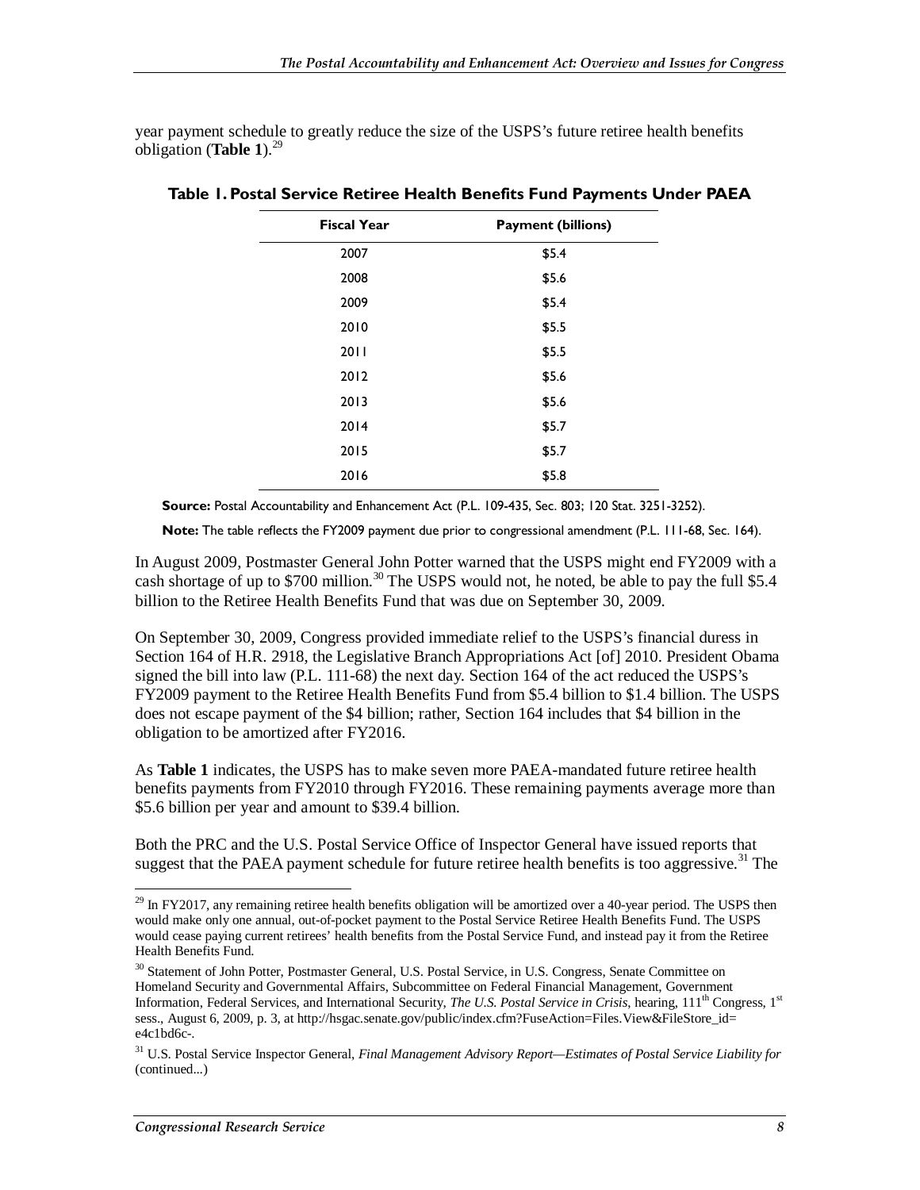year payment schedule to greatly reduce the size of the USPS's future retiree health benefits obligation (**Table 1**).[29]

**Table 1. Postal Service Retiree Health Benefits Fund Payments Under PAEA**

| Fiscal Year | Payment (billions) |
|---|---|
| 2007 | $5.4 |
| 2008 | $5.6 |
| 2009 | $5.4 |
| 2010 | $5.5 |
| 2011 | $5.5 |
| 2012 | $5.6 |
| 2013 | $5.6 |
| 2014 | $5.7 |
| 2015 | $5.7 |
| 2016 | $5.8 |

**Source:** Postal Accountability and Enhancement Act (P.L. 109-435, Sec. 803; 120 Stat. 3251-3252).

**Note:** The table reflects the FY2009 payment due prior to congressional amendment (P.L. 111-68, Sec. 164).

In August 2009, Postmaster General John Potter warned that the USPS might end FY2009 with a cash shortage of up to $700 million.[30] The USPS would not, he noted, be able to pay the full $5.4 billion to the Retiree Health Benefits Fund that was due on September 30, 2009.

On September 30, 2009, Congress provided immediate relief to the USPS's financial duress in Section 164 of H.R. 2918, the Legislative Branch Appropriations Act [of] 2010. President Obama signed the bill into law (P.L. 111-68) the next day. Section 164 of the act reduced the USPS's FY2009 payment to the Retiree Health Benefits Fund from $5.4 billion to $1.4 billion. The USPS does not escape payment of the $4 billion; rather, Section 164 includes that $4 billion in the obligation to be amortized after FY2016.

As **Table 1** indicates, the USPS has to make seven more PAEA-mandated future retiree health benefits payments from FY2010 through FY2016. These remaining payments average more than $5.6 billion per year and amount to $39.4 billion.

Both the PRC and the U.S. Postal Service Office of Inspector General have issued reports that suggest that the PAEA payment schedule for future retiree health benefits is too aggressive.[31] The

---

[29] In FY2017, any remaining retiree health benefits obligation will be amortized over a 40-year period. The USPS then would make only one annual, out-of-pocket payment to the Postal Service Retiree Health Benefits Fund. The USPS would cease paying current retirees' health benefits from the Postal Service Fund, and instead pay it from the Retiree Health Benefits Fund.

[30] Statement of John Potter, Postmaster General, U.S. Postal Service, in U.S. Congress, Senate Committee on Homeland Security and Governmental Affairs, Subcommittee on Federal Financial Management, Government Information, Federal Services, and International Security, *The U.S. Postal Service in Crisis*, hearing, 111th Congress, 1st sess., August 6, 2009, p. 3, at http://hsgac.senate.gov/public/index.cfm?FuseAction=Files.View&FileStore_id=e4c1bd6c-.

[31] U.S. Postal Service Inspector General, *Final Management Advisory Report—Estimates of Postal Service Liability for* (continued...)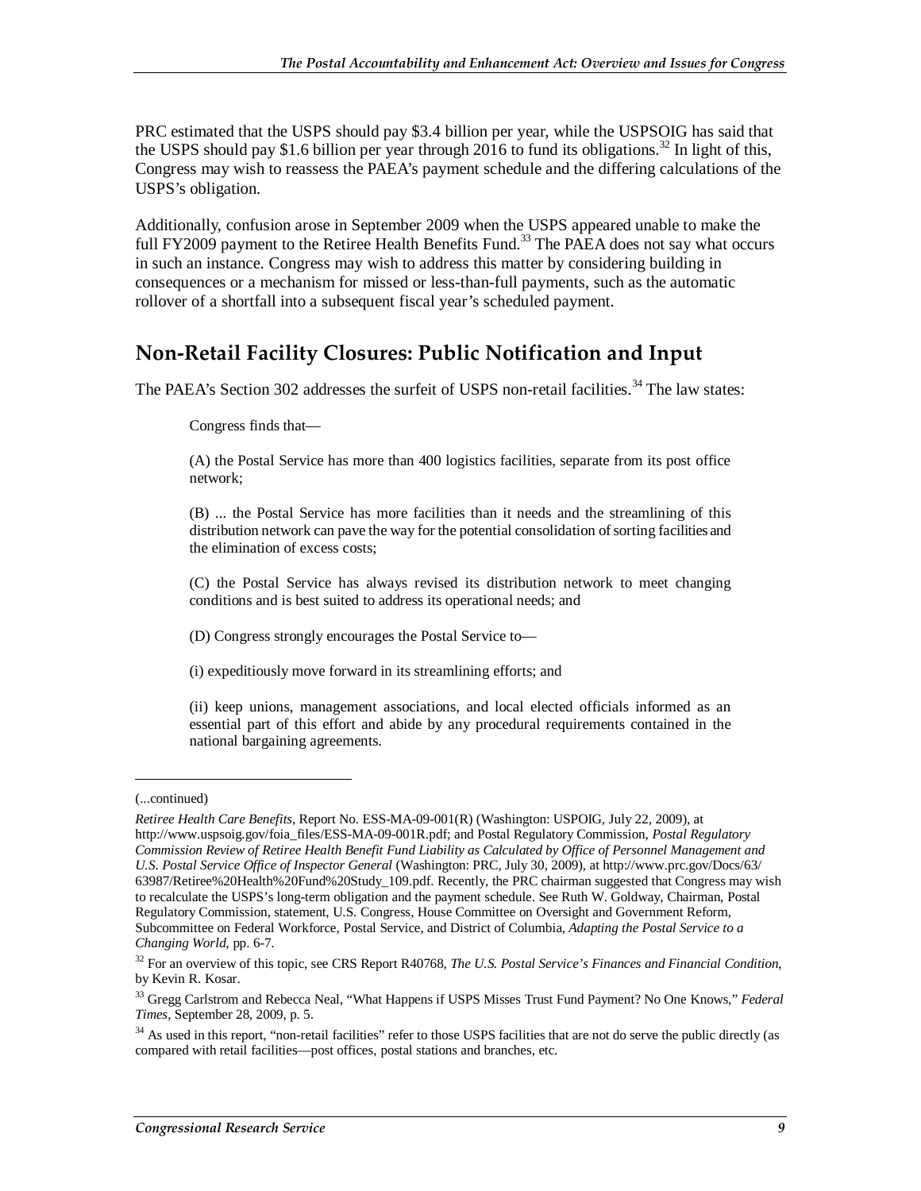PRC estimated that the USPS should pay $3.4 billion per year, while the USPSOIG has said that the USPS should pay $1.6 billion per year through 2016 to fund its obligations.[32] In light of this, Congress may wish to reassess the PAEA's payment schedule and the differing calculations of the USPS's obligation.

Additionally, confusion arose in September 2009 when the USPS appeared unable to make the full FY2009 payment to the Retiree Health Benefits Fund.[33] The PAEA does not say what occurs in such an instance. Congress may wish to address this matter by considering building in consequences or a mechanism for missed or less-than-full payments, such as the automatic rollover of a shortfall into a subsequent fiscal year's scheduled payment.

## Non-Retail Facility Closures: Public Notification and Input

The PAEA's Section 302 addresses the surfeit of USPS non-retail facilities.[34] The law states:

> Congress finds that—
>
> (A) the Postal Service has more than 400 logistics facilities, separate from its post office network;
>
> (B) ... the Postal Service has more facilities than it needs and the streamlining of this distribution network can pave the way for the potential consolidation of sorting facilities and the elimination of excess costs;
>
> (C) the Postal Service has always revised its distribution network to meet changing conditions and is best suited to address its operational needs; and
>
> (D) Congress strongly encourages the Postal Service to—
>
> (i) expeditiously move forward in its streamlining efforts; and
>
> (ii) keep unions, management associations, and local elected officials informed as an essential part of this effort and abide by any procedural requirements contained in the national bargaining agreements.

---

(...continued)

*Retiree Health Care Benefits*, Report No. ESS-MA-09-001(R) (Washington: USPOIG, July 22, 2009), at http://www.uspsoig.gov/foia_files/ESS-MA-09-001R.pdf; and Postal Regulatory Commission, *Postal Regulatory Commission Review of Retiree Health Benefit Fund Liability as Calculated by Office of Personnel Management and U.S. Postal Service Office of Inspector General* (Washington: PRC, July 30, 2009), at http://www.prc.gov/Docs/63/63987/Retiree%20Health%20Fund%20Study_109.pdf. Recently, the PRC chairman suggested that Congress may wish to recalculate the USPS's long-term obligation and the payment schedule. See Ruth W. Goldway, Chairman, Postal Regulatory Commission, statement, U.S. Congress, House Committee on Oversight and Government Reform, Subcommittee on Federal Workforce, Postal Service, and District of Columbia, *Adapting the Postal Service to a Changing World*, pp. 6-7.

[32] For an overview of this topic, see CRS Report R40768, *The U.S. Postal Service's Finances and Financial Condition*, by Kevin R. Kosar.

[33] Gregg Carlstrom and Rebecca Neal, "What Happens if USPS Misses Trust Fund Payment? No One Knows," *Federal Times*, September 28, 2009, p. 5.

[34] As used in this report, "non-retail facilities" refer to those USPS facilities that are not do serve the public directly (as compared with retail facilities—post offices, postal stations and branches, etc.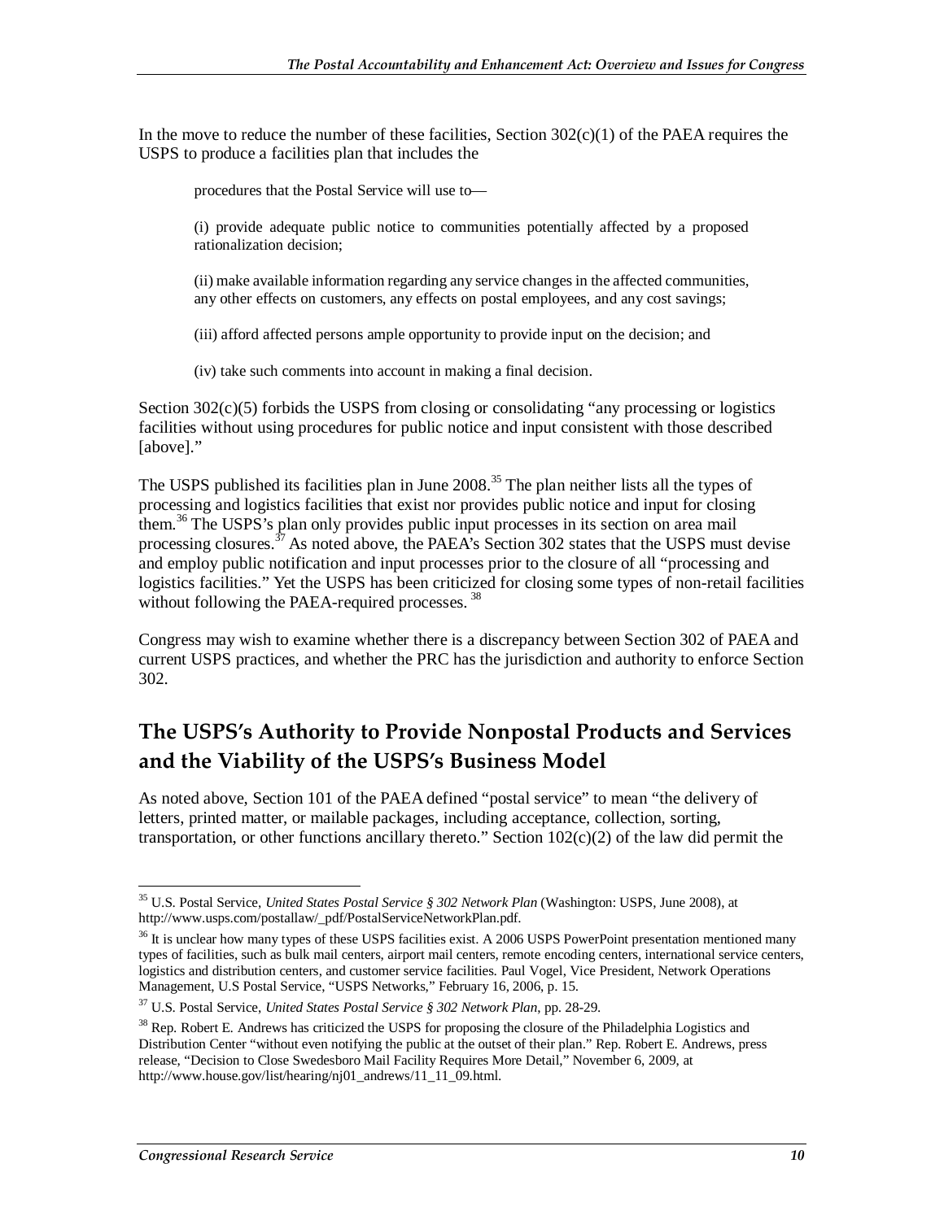In the move to reduce the number of these facilities, Section 302(c)(1) of the PAEA requires the USPS to produce a facilities plan that includes the

> procedures that the Postal Service will use to—
>
> (i) provide adequate public notice to communities potentially affected by a proposed rationalization decision;
>
> (ii) make available information regarding any service changes in the affected communities, any other effects on customers, any effects on postal employees, and any cost savings;
>
> (iii) afford affected persons ample opportunity to provide input on the decision; and
>
> (iv) take such comments into account in making a final decision.

Section 302(c)(5) forbids the USPS from closing or consolidating "any processing or logistics facilities without using procedures for public notice and input consistent with those described [above]."

The USPS published its facilities plan in June 2008.[35] The plan neither lists all the types of processing and logistics facilities that exist nor provides public notice and input for closing them.[36] The USPS's plan only provides public input processes in its section on area mail processing closures.[37] As noted above, the PAEA's Section 302 states that the USPS must devise and employ public notification and input processes prior to the closure of all "processing and logistics facilities." Yet the USPS has been criticized for closing some types of non-retail facilities without following the PAEA-required processes.[38]

Congress may wish to examine whether there is a discrepancy between Section 302 of PAEA and current USPS practices, and whether the PRC has the jurisdiction and authority to enforce Section 302.

## The USPS's Authority to Provide Nonpostal Products and Services and the Viability of the USPS's Business Model

As noted above, Section 101 of the PAEA defined "postal service" to mean "the delivery of letters, printed matter, or mailable packages, including acceptance, collection, sorting, transportation, or other functions ancillary thereto." Section 102(c)(2) of the law did permit the

---

[35] U.S. Postal Service, *United States Postal Service § 302 Network Plan* (Washington: USPS, June 2008), at http://www.usps.com/postallaw/_pdf/PostalServiceNetworkPlan.pdf.

[36] It is unclear how many types of these USPS facilities exist. A 2006 USPS PowerPoint presentation mentioned many types of facilities, such as bulk mail centers, airport mail centers, remote encoding centers, international service centers, logistics and distribution centers, and customer service facilities. Paul Vogel, Vice President, Network Operations Management, U.S Postal Service, "USPS Networks," February 16, 2006, p. 15.

[37] U.S. Postal Service, *United States Postal Service § 302 Network Plan*, pp. 28-29.

[38] Rep. Robert E. Andrews has criticized the USPS for proposing the closure of the Philadelphia Logistics and Distribution Center "without even notifying the public at the outset of their plan." Rep. Robert E. Andrews, press release, "Decision to Close Swedesboro Mail Facility Requires More Detail," November 6, 2009, at http://www.house.gov/list/hearing/nj01_andrews/11_11_09.html.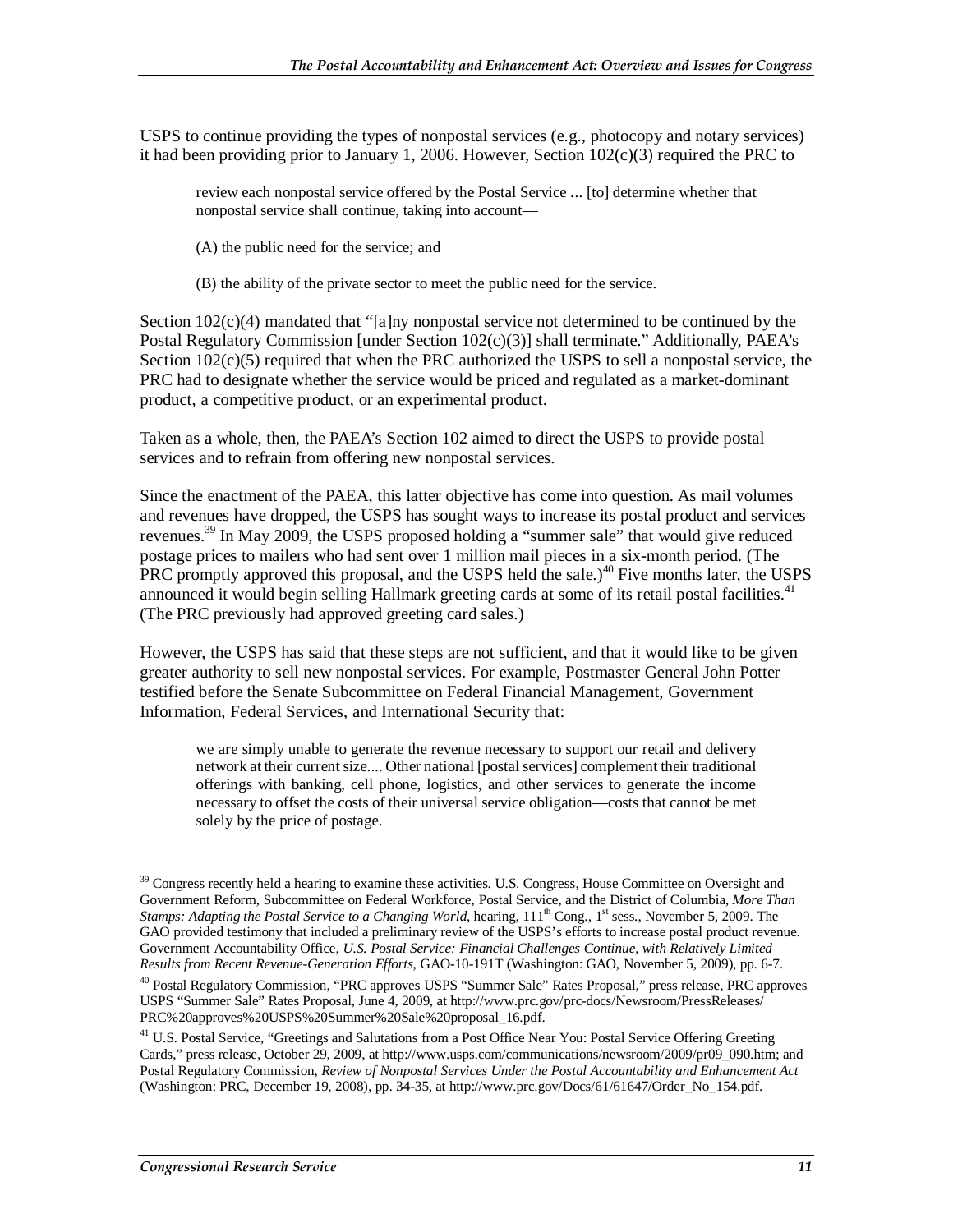USPS to continue providing the types of nonpostal services (e.g., photocopy and notary services) it had been providing prior to January 1, 2006. However, Section 102(c)(3) required the PRC to

> review each nonpostal service offered by the Postal Service ... [to] determine whether that nonpostal service shall continue, taking into account—
>
> (A) the public need for the service; and
>
> (B) the ability of the private sector to meet the public need for the service.

Section 102(c)(4) mandated that "[a]ny nonpostal service not determined to be continued by the Postal Regulatory Commission [under Section 102(c)(3)] shall terminate." Additionally, PAEA's Section 102(c)(5) required that when the PRC authorized the USPS to sell a nonpostal service, the PRC had to designate whether the service would be priced and regulated as a market-dominant product, a competitive product, or an experimental product.

Taken as a whole, then, the PAEA's Section 102 aimed to direct the USPS to provide postal services and to refrain from offering new nonpostal services.

Since the enactment of the PAEA, this latter objective has come into question. As mail volumes and revenues have dropped, the USPS has sought ways to increase its postal product and services revenues.[39] In May 2009, the USPS proposed holding a "summer sale" that would give reduced postage prices to mailers who had sent over 1 million mail pieces in a six-month period. (The PRC promptly approved this proposal, and the USPS held the sale.)[40] Five months later, the USPS announced it would begin selling Hallmark greeting cards at some of its retail postal facilities.[41] (The PRC previously had approved greeting card sales.)

However, the USPS has said that these steps are not sufficient, and that it would like to be given greater authority to sell new nonpostal services. For example, Postmaster General John Potter testified before the Senate Subcommittee on Federal Financial Management, Government Information, Federal Services, and International Security that:

> we are simply unable to generate the revenue necessary to support our retail and delivery network at their current size.... Other national [postal services] complement their traditional offerings with banking, cell phone, logistics, and other services to generate the income necessary to offset the costs of their universal service obligation—costs that cannot be met solely by the price of postage.

---

[39] Congress recently held a hearing to examine these activities. U.S. Congress, House Committee on Oversight and Government Reform, Subcommittee on Federal Workforce, Postal Service, and the District of Columbia, *More Than Stamps: Adapting the Postal Service to a Changing World*, hearing, 111th Cong., 1st sess., November 5, 2009. The GAO provided testimony that included a preliminary review of the USPS's efforts to increase postal product revenue. Government Accountability Office, *U.S. Postal Service: Financial Challenges Continue, with Relatively Limited Results from Recent Revenue-Generation Efforts*, GAO-10-191T (Washington: GAO, November 5, 2009), pp. 6-7.

[40] Postal Regulatory Commission, "PRC approves USPS "Summer Sale" Rates Proposal," press release, PRC approves USPS "Summer Sale" Rates Proposal, June 4, 2009, at http://www.prc.gov/prc-docs/Newsroom/PressReleases/PRC%20approves%20USPS%20Summer%20Sale%20proposal_16.pdf.

[41] U.S. Postal Service, "Greetings and Salutations from a Post Office Near You: Postal Service Offering Greeting Cards," press release, October 29, 2009, at http://www.usps.com/communications/newsroom/2009/pr09_090.htm; and Postal Regulatory Commission, *Review of Nonpostal Services Under the Postal Accountability and Enhancement Act* (Washington: PRC, December 19, 2008), pp. 34-35, at http://www.prc.gov/Docs/61/61647/Order_No_154.pdf.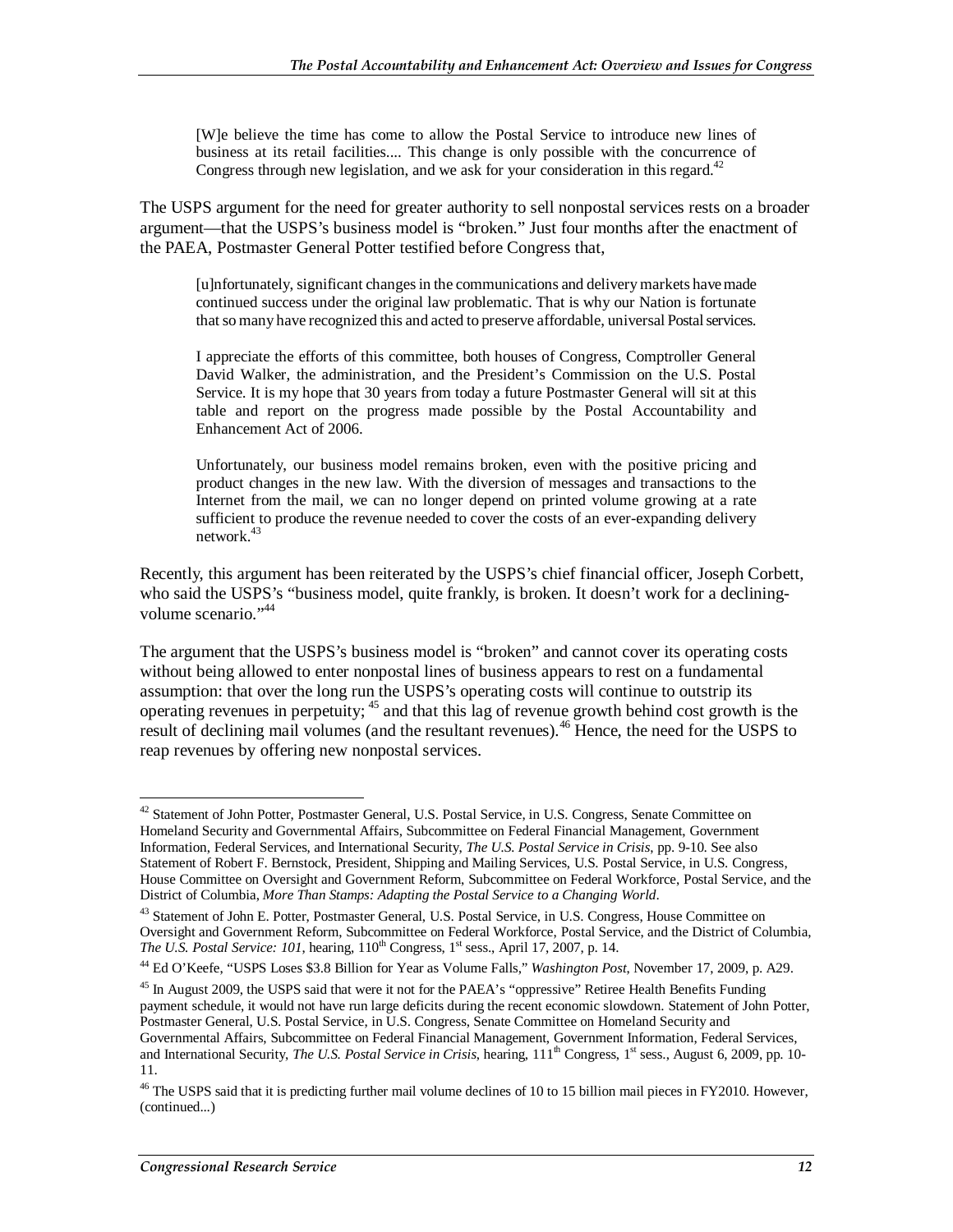> [W]e believe the time has come to allow the Postal Service to introduce new lines of business at its retail facilities.... This change is only possible with the concurrence of Congress through new legislation, and we ask for your consideration in this regard.[42]

The USPS argument for the need for greater authority to sell nonpostal services rests on a broader argument—that the USPS's business model is "broken." Just four months after the enactment of the PAEA, Postmaster General Potter testified before Congress that,

> [u]nfortunately, significant changes in the communications and delivery markets have made continued success under the original law problematic. That is why our Nation is fortunate that so many have recognized this and acted to preserve affordable, universal Postal services.
>
> I appreciate the efforts of this committee, both houses of Congress, Comptroller General David Walker, the administration, and the President's Commission on the U.S. Postal Service. It is my hope that 30 years from today a future Postmaster General will sit at this table and report on the progress made possible by the Postal Accountability and Enhancement Act of 2006.
>
> Unfortunately, our business model remains broken, even with the positive pricing and product changes in the new law. With the diversion of messages and transactions to the Internet from the mail, we can no longer depend on printed volume growing at a rate sufficient to produce the revenue needed to cover the costs of an ever-expanding delivery network.[43]

Recently, this argument has been reiterated by the USPS's chief financial officer, Joseph Corbett, who said the USPS's "business model, quite frankly, is broken. It doesn't work for a declining-volume scenario."[44]

The argument that the USPS's business model is "broken" and cannot cover its operating costs without being allowed to enter nonpostal lines of business appears to rest on a fundamental assumption: that over the long run the USPS's operating costs will continue to outstrip its operating revenues in perpetuity;[45] and that this lag of revenue growth behind cost growth is the result of declining mail volumes (and the resultant revenues).[46] Hence, the need for the USPS to reap revenues by offering new nonpostal services.

---

[42] Statement of John Potter, Postmaster General, U.S. Postal Service, in U.S. Congress, Senate Committee on Homeland Security and Governmental Affairs, Subcommittee on Federal Financial Management, Government Information, Federal Services, and International Security, *The U.S. Postal Service in Crisis*, pp. 9-10. See also Statement of Robert F. Bernstock, President, Shipping and Mailing Services, U.S. Postal Service, in U.S. Congress, House Committee on Oversight and Government Reform, Subcommittee on Federal Workforce, Postal Service, and the District of Columbia, *More Than Stamps: Adapting the Postal Service to a Changing World*.

[43] Statement of John E. Potter, Postmaster General, U.S. Postal Service, in U.S. Congress, House Committee on Oversight and Government Reform, Subcommittee on Federal Workforce, Postal Service, and the District of Columbia, *The U.S. Postal Service: 101*, hearing, 110th Congress, 1st sess., April 17, 2007, p. 14.

[44] Ed O'Keefe, "USPS Loses $3.8 Billion for Year as Volume Falls," *Washington Post*, November 17, 2009, p. A29.

[45] In August 2009, the USPS said that were it not for the PAEA's "oppressive" Retiree Health Benefits Funding payment schedule, it would not have run large deficits during the recent economic slowdown. Statement of John Potter, Postmaster General, U.S. Postal Service, in U.S. Congress, Senate Committee on Homeland Security and Governmental Affairs, Subcommittee on Federal Financial Management, Government Information, Federal Services, and International Security, *The U.S. Postal Service in Crisis*, hearing, 111th Congress, 1st sess., August 6, 2009, pp. 10-11.

[46] The USPS said that it is predicting further mail volume declines of 10 to 15 billion mail pieces in FY2010. However, (continued...)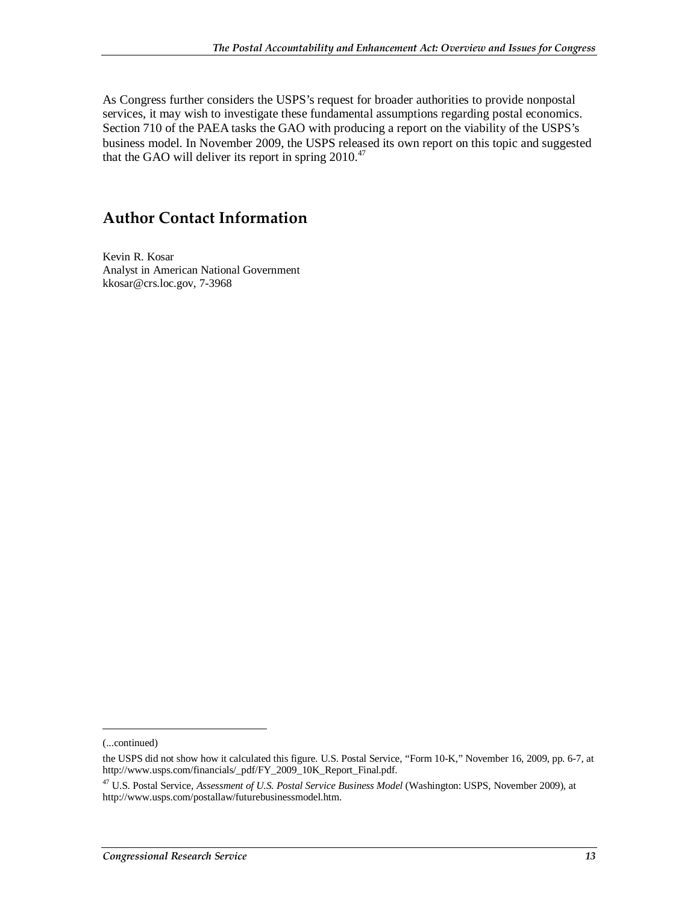As Congress further considers the USPS's request for broader authorities to provide nonpostal services, it may wish to investigate these fundamental assumptions regarding postal economics. Section 710 of the PAEA tasks the GAO with producing a report on the viability of the USPS's business model. In November 2009, the USPS released its own report on this topic and suggested that the GAO will deliver its report in spring 2010.[47]

## Author Contact Information

Kevin R. Kosar
Analyst in American National Government
kkosar@crs.loc.gov, 7-3968

---

(...continued)

the USPS did not show how it calculated this figure. U.S. Postal Service, "Form 10-K," November 16, 2009, pp. 6-7, at http://www.usps.com/financials/_pdf/FY_2009_10K_Report_Final.pdf.

[47] U.S. Postal Service, *Assessment of U.S. Postal Service Business Model* (Washington: USPS, November 2009), at http://www.usps.com/postallaw/futurebusinessmodel.htm.